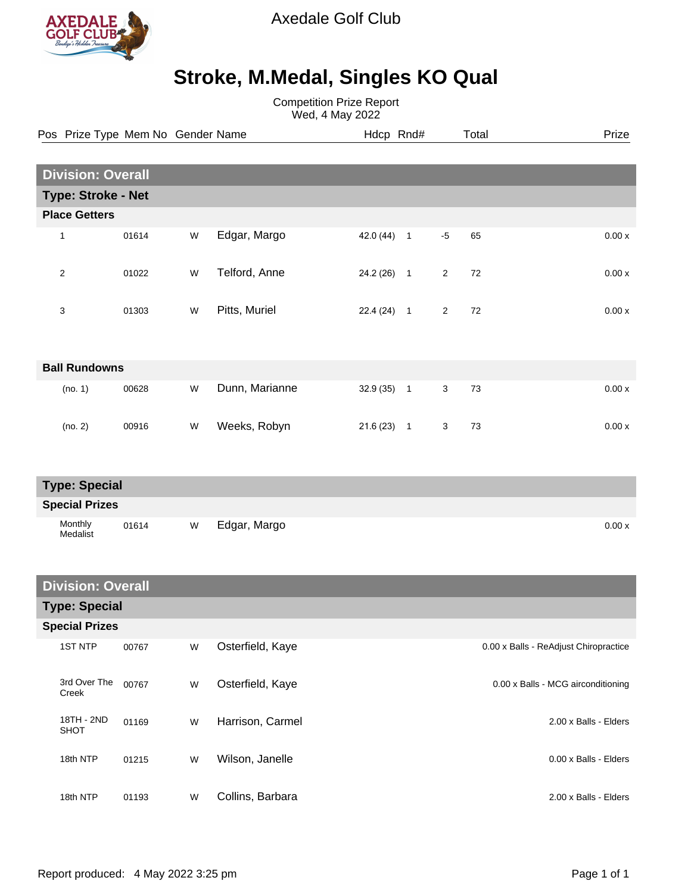Axedale Golf Club

# Stroke, M.Medal, Singles KO Qual

Competition Prize Report
Wed, 4 May 2022

| Pos | Prize Type | Mem No | Gender | Name | Hdcp | Rnd# | | Total | Prize |
|---|---|---|---|---|---|---|---|---|---|
| **Division: Overall** | | | | | | | | | |
| **Type: Stroke - Net** | | | | | | | | | |
| **Place Getters** | | | | | | | | | |
| 1 | | 01614 | W | Edgar, Margo | 42.0 (44) | 1 | -5 | 65 | 0.00 x |
| 2 | | 01022 | W | Telford, Anne | 24.2 (26) | 1 | 2 | 72 | 0.00 x |
| 3 | | 01303 | W | Pitts, Muriel | 22.4 (24) | 1 | 2 | 72 | 0.00 x |
| **Ball Rundowns** | | | | | | | | | |
| (no. 1) | | 00628 | W | Dunn, Marianne | 32.9 (35) | 1 | 3 | 73 | 0.00 x |
| (no. 2) | | 00916 | W | Weeks, Robyn | 21.6 (23) | 1 | 3 | 73 | 0.00 x |
| **Type: Special** | | | | | | | | | |
| **Special Prizes** | | | | | | | | | |
| | Monthly Medalist | 01614 | W | Edgar, Margo | | | | | 0.00 x |
| **Division: Overall** | | | | | | | | | |
| **Type: Special** | | | | | | | | | |
| **Special Prizes** | | | | | | | | | |
| | 1ST NTP | 00767 | W | Osterfield, Kaye | | | | | 0.00 x Balls - ReAdjust Chiropractice |
| | 3rd Over The Creek | 00767 | W | Osterfield, Kaye | | | | | 0.00 x Balls - MCG airconditioning |
| | 18TH - 2ND SHOT | 01169 | W | Harrison, Carmel | | | | | 2.00 x Balls - Elders |
| | 18th NTP | 01215 | W | Wilson, Janelle | | | | | 0.00 x Balls - Elders |
| | 18th NTP | 01193 | W | Collins, Barbara | | | | | 2.00 x Balls - Elders |

Report produced: 4 May 2022 3:25 pm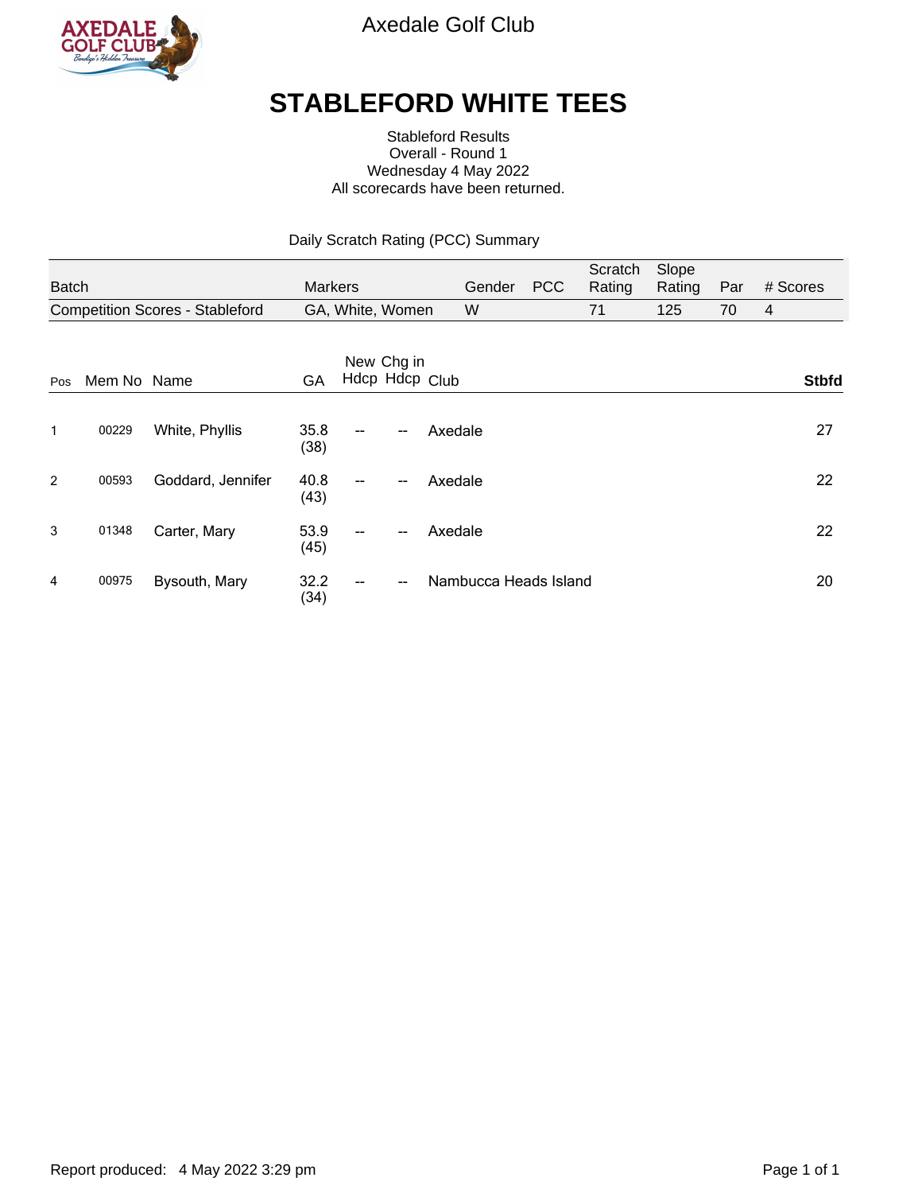Axedale Golf Club

# STABLEFORD WHITE TEES

Stableford Results
Overall - Round 1
Wednesday 4 May 2022
All scorecards have been returned.

Daily Scratch Rating (PCC) Summary

| Batch | Markers | Gender | PCC | Scratch Rating | Slope Rating | Par | # Scores |
|---|---|---|---|---|---|---|---|
| Competition Scores - Stableford | GA, White, Women | W | | 71 | 125 | 70 | 4 |

| Pos | Mem No | Name | GA | New Hdcp | Chg in Hdcp | Club | Stbfd |
|---|---|---|---|---|---|---|---|
| 1 | 00229 | White, Phyllis | 35.8 (38) | -- | -- | Axedale | 27 |
| 2 | 00593 | Goddard, Jennifer | 40.8 (43) | -- | -- | Axedale | 22 |
| 3 | 01348 | Carter, Mary | 53.9 (45) | -- | -- | Axedale | 22 |
| 4 | 00975 | Bysouth, Mary | 32.2 (34) | -- | -- | Nambucca Heads Island | 20 |

Report produced: 4 May 2022 3:29 pm